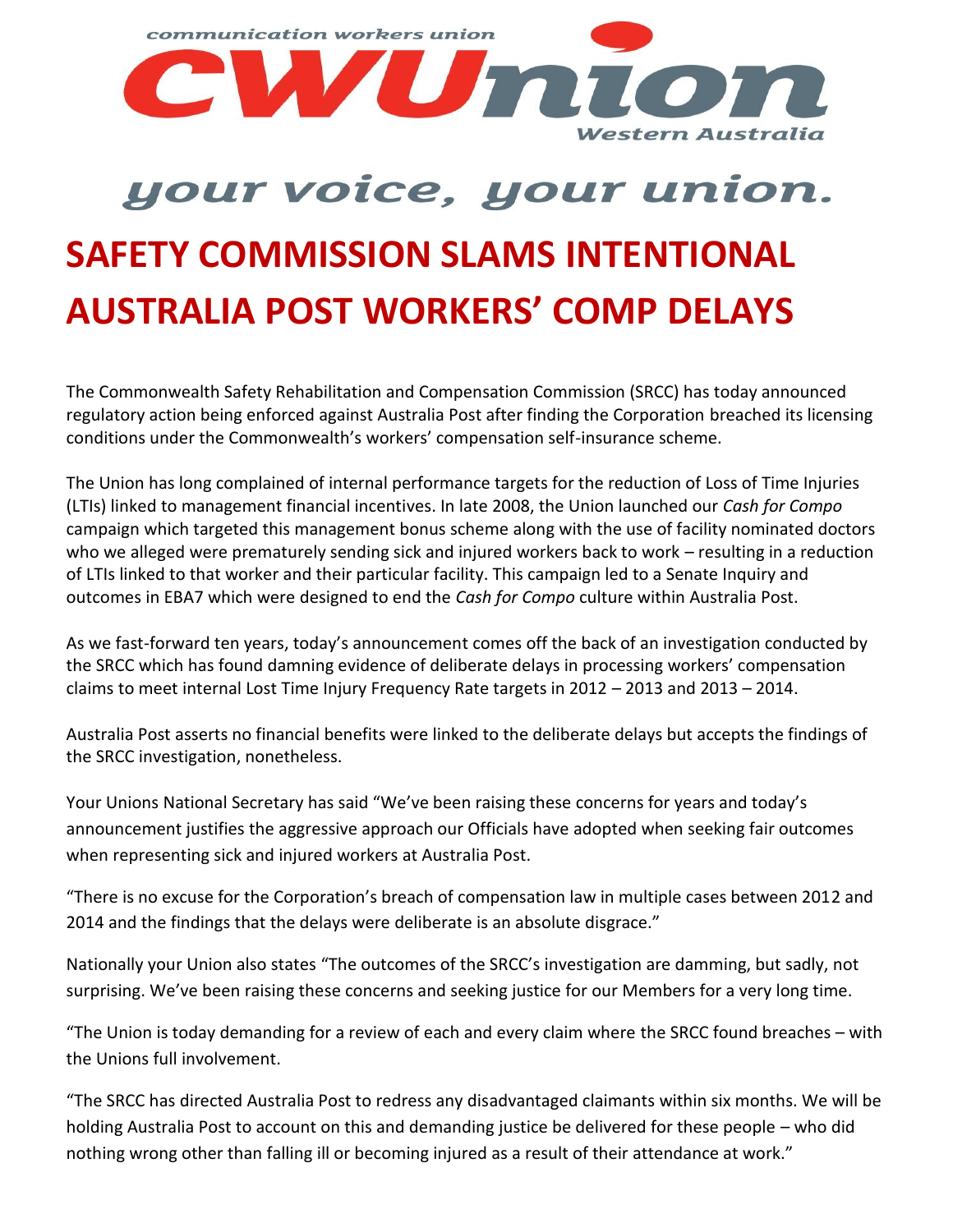communication workers union

CWUnion

Western Australia

*your voice, your union.*

# SAFETY COMMISSION SLAMS INTENTIONAL AUSTRALIA POST WORKERS' COMP DELAYS

The Commonwealth Safety Rehabilitation and Compensation Commission (SRCC) has today announced regulatory action being enforced against Australia Post after finding the Corporation breached its licensing conditions under the Commonwealth's workers' compensation self-insurance scheme.

The Union has long complained of internal performance targets for the reduction of Loss of Time Injuries (LTIs) linked to management financial incentives. In late 2008, the Union launched our *Cash for Compo* campaign which targeted this management bonus scheme along with the use of facility nominated doctors who we alleged were prematurely sending sick and injured workers back to work – resulting in a reduction of LTIs linked to that worker and their particular facility. This campaign led to a Senate Inquiry and outcomes in EBA7 which were designed to end the *Cash for Compo* culture within Australia Post.

As we fast-forward ten years, today's announcement comes off the back of an investigation conducted by the SRCC which has found damning evidence of deliberate delays in processing workers' compensation claims to meet internal Lost Time Injury Frequency Rate targets in 2012 – 2013 and 2013 – 2014.

Australia Post asserts no financial benefits were linked to the deliberate delays but accepts the findings of the SRCC investigation, nonetheless.

Your Unions National Secretary has said "We've been raising these concerns for years and today's announcement justifies the aggressive approach our Officials have adopted when seeking fair outcomes when representing sick and injured workers at Australia Post.

"There is no excuse for the Corporation's breach of compensation law in multiple cases between 2012 and 2014 and the findings that the delays were deliberate is an absolute disgrace."

Nationally your Union also states "The outcomes of the SRCC's investigation are damming, but sadly, not surprising. We've been raising these concerns and seeking justice for our Members for a very long time.

"The Union is today demanding for a review of each and every claim where the SRCC found breaches – with the Unions full involvement.

"The SRCC has directed Australia Post to redress any disadvantaged claimants within six months. We will be holding Australia Post to account on this and demanding justice be delivered for these people – who did nothing wrong other than falling ill or becoming injured as a result of their attendance at work."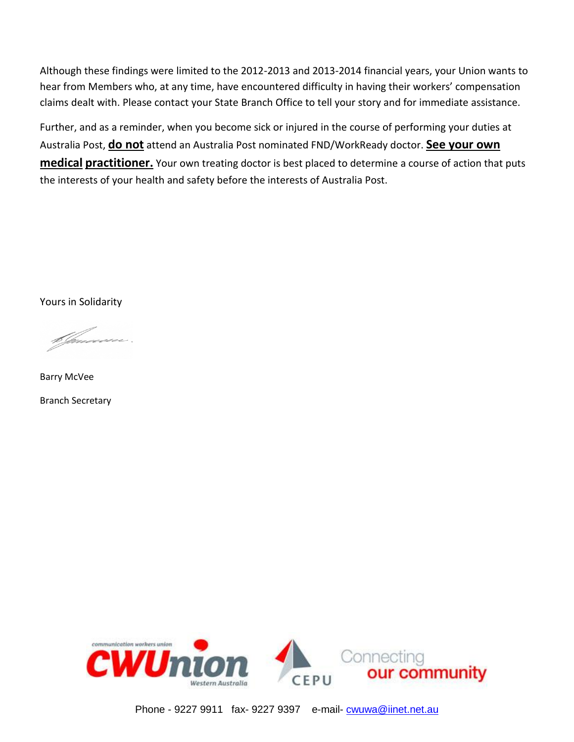Although these findings were limited to the 2012-2013 and 2013-2014 financial years, your Union wants to hear from Members who, at any time, have encountered difficulty in having their workers' compensation claims dealt with. Please contact your State Branch Office to tell your story and for immediate assistance.

Further, and as a reminder, when you become sick or injured in the course of performing your duties at Australia Post, **do not** attend an Australia Post nominated FND/WorkReady doctor. **See your own medical practitioner.** Your own treating doctor is best placed to determine a course of action that puts the interests of your health and safety before the interests of Australia Post.

Yours in Solidarity

Barry McVee

Branch Secretary

communication workers union CWUnion Western Australia CEPU Connecting our community

Phone - 9227 9911 fax- 9227 9397 e-mail- cwuwa@iinet.net.au